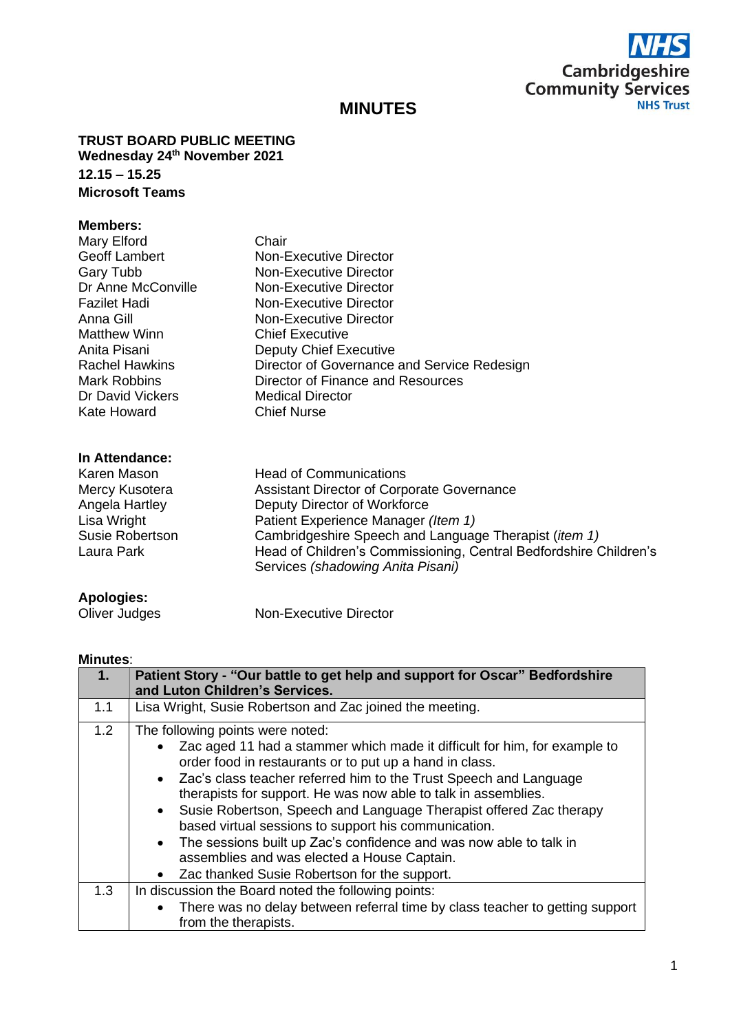NHS
Cambridgeshire Community Services
NHS Trust

# MINUTES

**TRUST BOARD PUBLIC MEETING**
**Wednesday 24th November 2021**
**12.15 – 15.25**
**Microsoft Teams**

**Members:**

| | |
|---|---|
| Mary Elford | Chair |
| Geoff Lambert | Non-Executive Director |
| Gary Tubb | Non-Executive Director |
| Dr Anne McConville | Non-Executive Director |
| Fazilet Hadi | Non-Executive Director |
| Anna Gill | Non-Executive Director |
| Matthew Winn | Chief Executive |
| Anita Pisani | Deputy Chief Executive |
| Rachel Hawkins | Director of Governance and Service Redesign |
| Mark Robbins | Director of Finance and Resources |
| Dr David Vickers | Medical Director |
| Kate Howard | Chief Nurse |

**In Attendance:**

| | |
|---|---|
| Karen Mason | Head of Communications |
| Mercy Kusotera | Assistant Director of Corporate Governance |
| Angela Hartley | Deputy Director of Workforce |
| Lisa Wright | Patient Experience Manager *(Item 1)* |
| Susie Robertson | Cambridgeshire Speech and Language Therapist (*item 1)* |
| Laura Park | Head of Children's Commissioning, Central Bedfordshire Children's Services *(shadowing Anita Pisani)* |

**Apologies:**

| | |
|---|---|
| Oliver Judges | Non-Executive Director |

**Minutes**:

| **1.** | **Patient Story - "Our battle to get help and support for Oscar" Bedfordshire and Luton Children's Services.** |
|---|---|
| 1.1 | Lisa Wright, Susie Robertson and Zac joined the meeting. |
| 1.2 | The following points were noted:<br>• Zac aged 11 had a stammer which made it difficult for him, for example to order food in restaurants or to put up a hand in class.<br>• Zac's class teacher referred him to the Trust Speech and Language therapists for support. He was now able to talk in assemblies.<br>• Susie Robertson, Speech and Language Therapist offered Zac therapy based virtual sessions to support his communication.<br>• The sessions built up Zac's confidence and was now able to talk in assemblies and was elected a House Captain.<br>• Zac thanked Susie Robertson for the support. |
| 1.3 | In discussion the Board noted the following points:<br>• There was no delay between referral time by class teacher to getting support from the therapists. |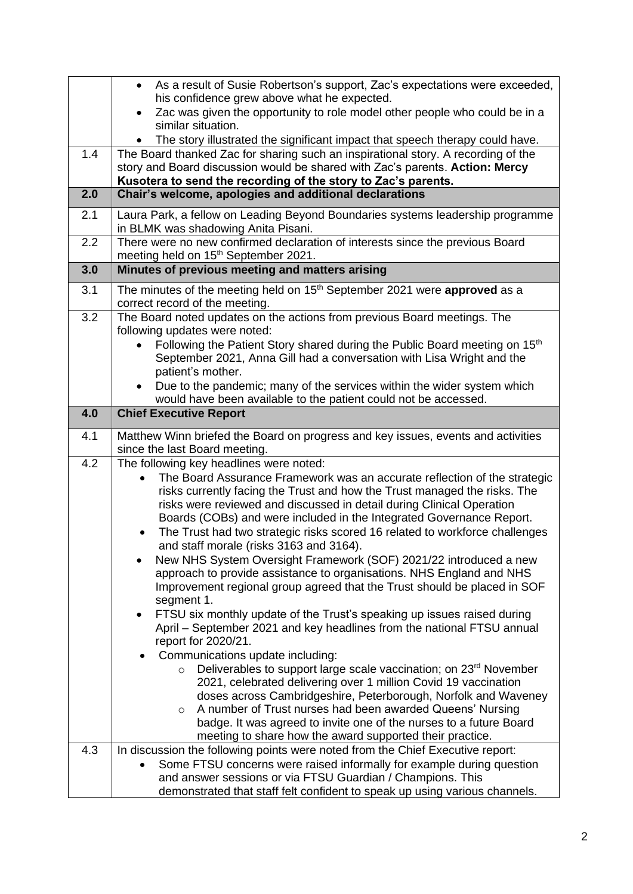| | |
|---|---|
| | • As a result of Susie Robertson's support, Zac's expectations were exceeded, his confidence grew above what he expected.<br>• Zac was given the opportunity to role model other people who could be in a similar situation.<br>• The story illustrated the significant impact that speech therapy could have. |
| 1.4 | The Board thanked Zac for sharing such an inspirational story. A recording of the story and Board discussion would be shared with Zac's parents. **Action: Mercy Kusotera to send the recording of the story to Zac's parents.** |
| **2.0** | **Chair's welcome, apologies and additional declarations** |
| 2.1 | Laura Park, a fellow on Leading Beyond Boundaries systems leadership programme in BLMK was shadowing Anita Pisani. |
| 2.2 | There were no new confirmed declaration of interests since the previous Board meeting held on 15th September 2021. |
| **3.0** | **Minutes of previous meeting and matters arising** |
| 3.1 | The minutes of the meeting held on 15th September 2021 were **approved** as a correct record of the meeting. |
| 3.2 | The Board noted updates on the actions from previous Board meetings. The following updates were noted:<br>• Following the Patient Story shared during the Public Board meeting on 15th September 2021, Anna Gill had a conversation with Lisa Wright and the patient's mother.<br>• Due to the pandemic; many of the services within the wider system which would have been available to the patient could not be accessed. |
| **4.0** | **Chief Executive Report** |
| 4.1 | Matthew Winn briefed the Board on progress and key issues, events and activities since the last Board meeting. |
| 4.2 | The following key headlines were noted:<br>• The Board Assurance Framework was an accurate reflection of the strategic risks currently facing the Trust and how the Trust managed the risks. The risks were reviewed and discussed in detail during Clinical Operation Boards (COBs) and were included in the Integrated Governance Report.<br>• The Trust had two strategic risks scored 16 related to workforce challenges and staff morale (risks 3163 and 3164).<br>• New NHS System Oversight Framework (SOF) 2021/22 introduced a new approach to provide assistance to organisations. NHS England and NHS Improvement regional group agreed that the Trust should be placed in SOF segment 1.<br>• FTSU six monthly update of the Trust's speaking up issues raised during April – September 2021 and key headlines from the national FTSU annual report for 2020/21.<br>• Communications update including:<br>&nbsp;&nbsp;&nbsp;&nbsp;○ Deliverables to support large scale vaccination; on 23rd November 2021, celebrated delivering over 1 million Covid 19 vaccination doses across Cambridgeshire, Peterborough, Norfolk and Waveney<br>&nbsp;&nbsp;&nbsp;&nbsp;○ A number of Trust nurses had been awarded Queens' Nursing badge. It was agreed to invite one of the nurses to a future Board meeting to share how the award supported their practice. |
| 4.3 | In discussion the following points were noted from the Chief Executive report:<br>• Some FTSU concerns were raised informally for example during question and answer sessions or via FTSU Guardian / Champions. This demonstrated that staff felt confident to speak up using various channels. |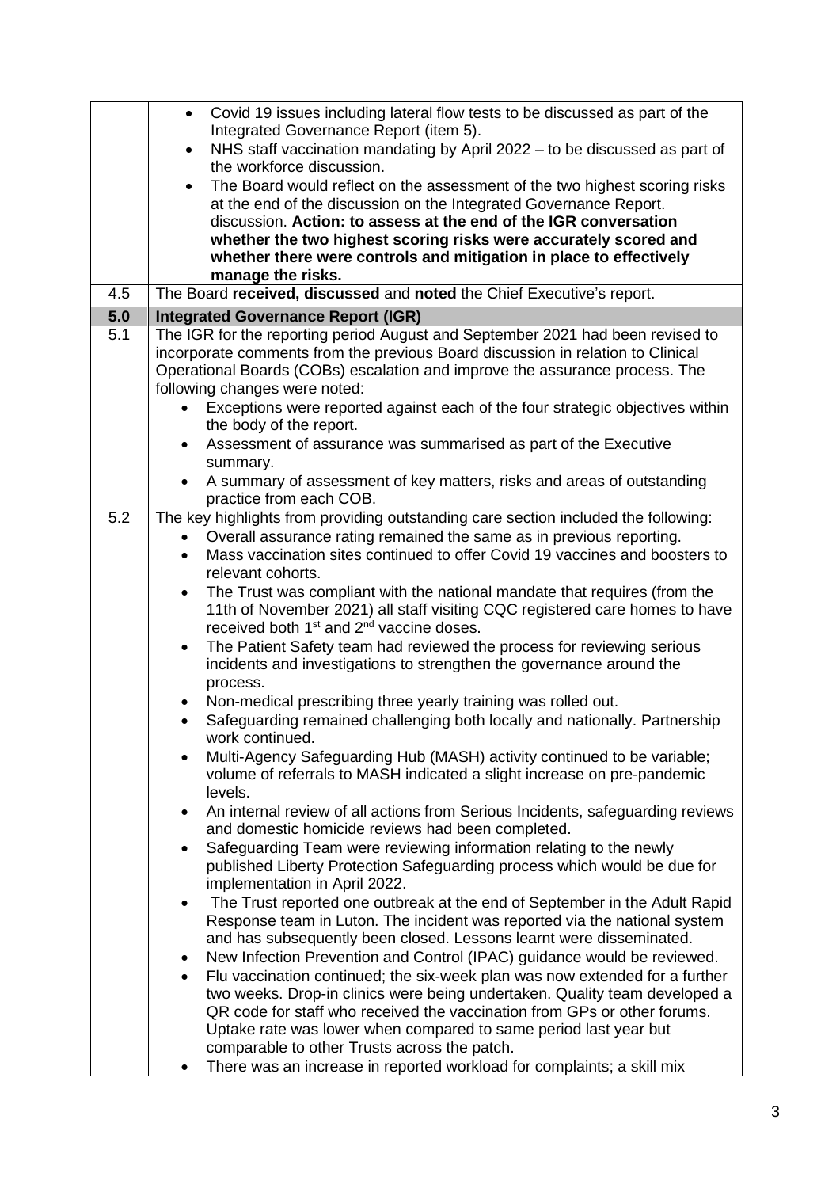| | |
|---|---|
| | • Covid 19 issues including lateral flow tests to be discussed as part of the Integrated Governance Report (item 5).<br>• NHS staff vaccination mandating by April 2022 – to be discussed as part of the workforce discussion.<br>• The Board would reflect on the assessment of the two highest scoring risks at the end of the discussion on the Integrated Governance Report. discussion. **Action: to assess at the end of the IGR conversation whether the two highest scoring risks were accurately scored and whether there were controls and mitigation in place to effectively manage the risks.** |
| 4.5 | The Board **received, discussed** and **noted** the Chief Executive's report. |
| **5.0** | **Integrated Governance Report (IGR)** |
| 5.1 | The IGR for the reporting period August and September 2021 had been revised to incorporate comments from the previous Board discussion in relation to Clinical Operational Boards (COBs) escalation and improve the assurance process. The following changes were noted:<br>• Exceptions were reported against each of the four strategic objectives within the body of the report.<br>• Assessment of assurance was summarised as part of the Executive summary.<br>• A summary of assessment of key matters, risks and areas of outstanding practice from each COB. |
| 5.2 | The key highlights from providing outstanding care section included the following:<br>• Overall assurance rating remained the same as in previous reporting.<br>• Mass vaccination sites continued to offer Covid 19 vaccines and boosters to relevant cohorts.<br>• The Trust was compliant with the national mandate that requires (from the 11th of November 2021) all staff visiting CQC registered care homes to have received both 1st and 2nd vaccine doses.<br>• The Patient Safety team had reviewed the process for reviewing serious incidents and investigations to strengthen the governance around the process.<br>• Non-medical prescribing three yearly training was rolled out.<br>• Safeguarding remained challenging both locally and nationally. Partnership work continued.<br>• Multi-Agency Safeguarding Hub (MASH) activity continued to be variable; volume of referrals to MASH indicated a slight increase on pre-pandemic levels.<br>• An internal review of all actions from Serious Incidents, safeguarding reviews and domestic homicide reviews had been completed.<br>• Safeguarding Team were reviewing information relating to the newly published Liberty Protection Safeguarding process which would be due for implementation in April 2022.<br>• The Trust reported one outbreak at the end of September in the Adult Rapid Response team in Luton. The incident was reported via the national system and has subsequently been closed. Lessons learnt were disseminated.<br>• New Infection Prevention and Control (IPAC) guidance would be reviewed.<br>• Flu vaccination continued; the six-week plan was now extended for a further two weeks. Drop-in clinics were being undertaken. Quality team developed a QR code for staff who received the vaccination from GPs or other forums. Uptake rate was lower when compared to same period last year but comparable to other Trusts across the patch.<br>• There was an increase in reported workload for complaints; a skill mix |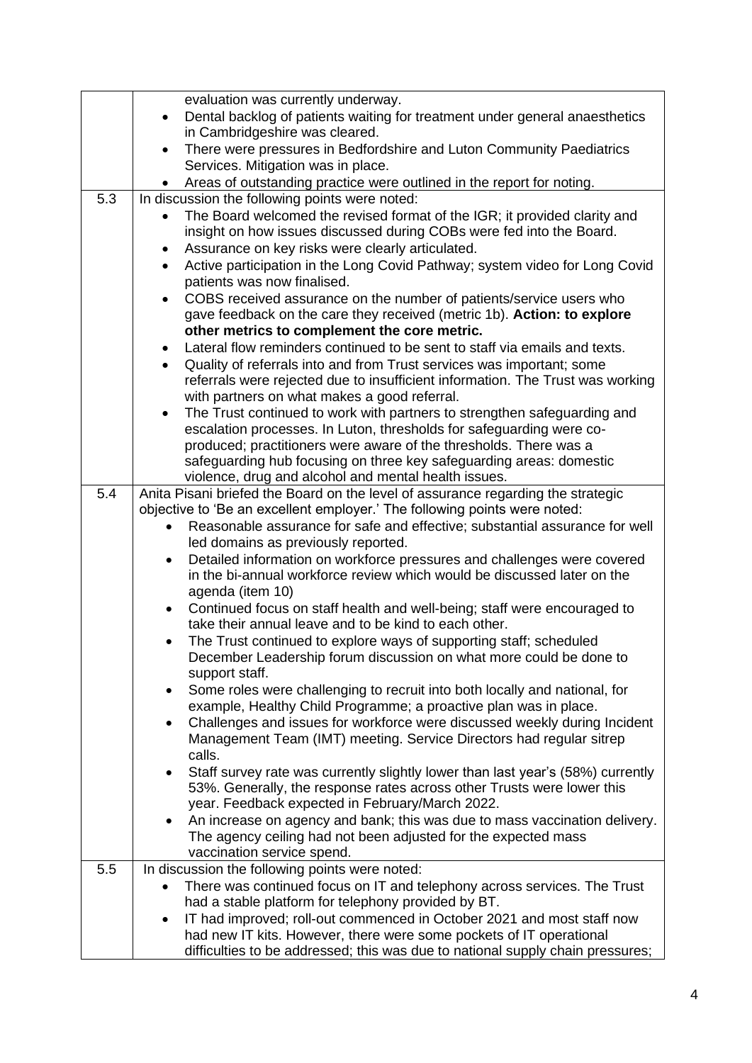| | |
|---|---|
| | evaluation was currently underway.<br>• Dental backlog of patients waiting for treatment under general anaesthetics in Cambridgeshire was cleared.<br>• There were pressures in Bedfordshire and Luton Community Paediatrics Services. Mitigation was in place.<br>• Areas of outstanding practice were outlined in the report for noting. |
| 5.3 | In discussion the following points were noted:<br>• The Board welcomed the revised format of the IGR; it provided clarity and insight on how issues discussed during COBs were fed into the Board.<br>• Assurance on key risks were clearly articulated.<br>• Active participation in the Long Covid Pathway; system video for Long Covid patients was now finalised.<br>• COBS received assurance on the number of patients/service users who gave feedback on the care they received (metric 1b). **Action: to explore other metrics to complement the core metric.**<br>• Lateral flow reminders continued to be sent to staff via emails and texts.<br>• Quality of referrals into and from Trust services was important; some referrals were rejected due to insufficient information. The Trust was working with partners on what makes a good referral.<br>• The Trust continued to work with partners to strengthen safeguarding and escalation processes. In Luton, thresholds for safeguarding were co-produced; practitioners were aware of the thresholds. There was a safeguarding hub focusing on three key safeguarding areas: domestic violence, drug and alcohol and mental health issues. |
| 5.4 | Anita Pisani briefed the Board on the level of assurance regarding the strategic objective to 'Be an excellent employer.' The following points were noted:<br>• Reasonable assurance for safe and effective; substantial assurance for well led domains as previously reported.<br>• Detailed information on workforce pressures and challenges were covered in the bi-annual workforce review which would be discussed later on the agenda (item 10)<br>• Continued focus on staff health and well-being; staff were encouraged to take their annual leave and to be kind to each other.<br>• The Trust continued to explore ways of supporting staff; scheduled December Leadership forum discussion on what more could be done to support staff.<br>• Some roles were challenging to recruit into both locally and national, for example, Healthy Child Programme; a proactive plan was in place.<br>• Challenges and issues for workforce were discussed weekly during Incident Management Team (IMT) meeting. Service Directors had regular sitrep calls.<br>• Staff survey rate was currently slightly lower than last year's (58%) currently 53%. Generally, the response rates across other Trusts were lower this year. Feedback expected in February/March 2022.<br>• An increase on agency and bank; this was due to mass vaccination delivery. The agency ceiling had not been adjusted for the expected mass vaccination service spend. |
| 5.5 | In discussion the following points were noted:<br>• There was continued focus on IT and telephony across services. The Trust had a stable platform for telephony provided by BT.<br>• IT had improved; roll-out commenced in October 2021 and most staff now had new IT kits. However, there were some pockets of IT operational difficulties to be addressed; this was due to national supply chain pressures; |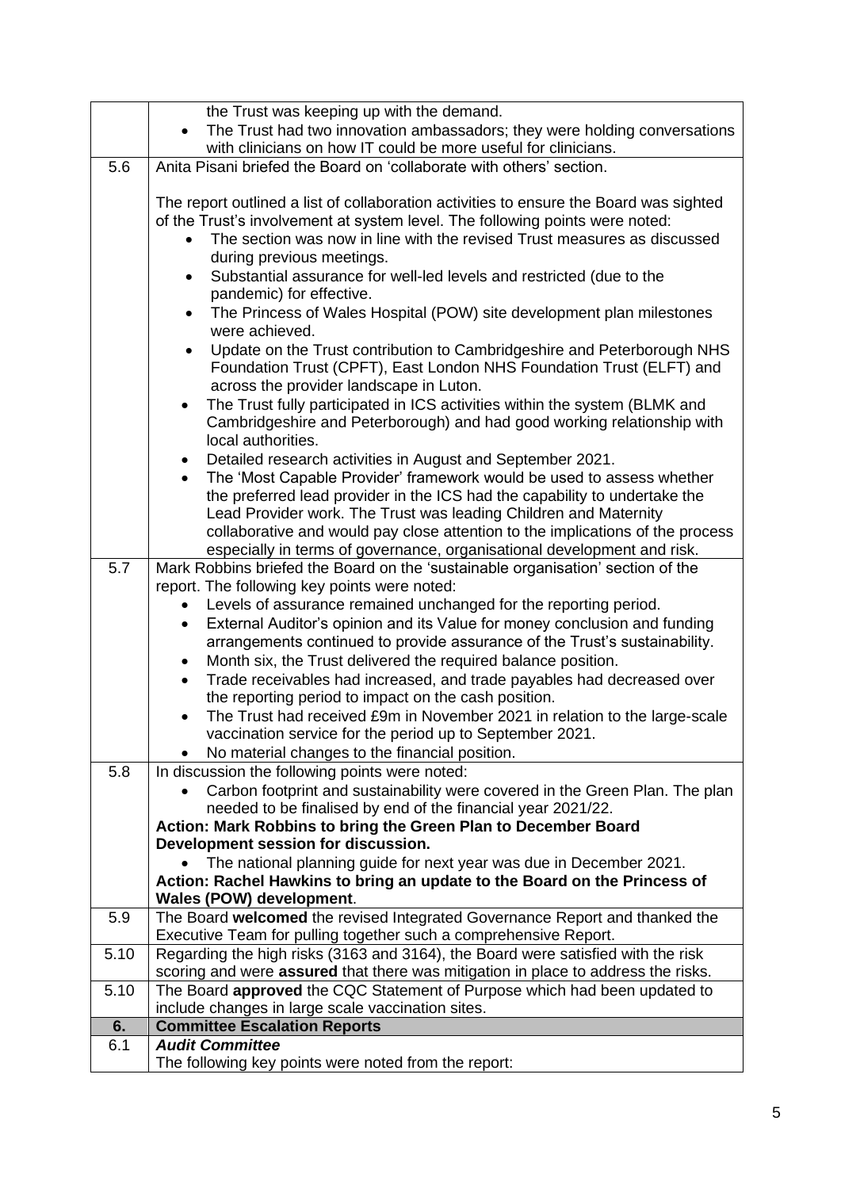| | |
|---|---|
| | the Trust was keeping up with the demand.<br>• The Trust had two innovation ambassadors; they were holding conversations with clinicians on how IT could be more useful for clinicians. |
| 5.6 | Anita Pisani briefed the Board on 'collaborate with others' section.<br><br>The report outlined a list of collaboration activities to ensure the Board was sighted of the Trust's involvement at system level. The following points were noted:<br>• The section was now in line with the revised Trust measures as discussed during previous meetings.<br>• Substantial assurance for well-led levels and restricted (due to the pandemic) for effective.<br>• The Princess of Wales Hospital (POW) site development plan milestones were achieved.<br>• Update on the Trust contribution to Cambridgeshire and Peterborough NHS Foundation Trust (CPFT), East London NHS Foundation Trust (ELFT) and across the provider landscape in Luton.<br>• The Trust fully participated in ICS activities within the system (BLMK and Cambridgeshire and Peterborough) and had good working relationship with local authorities.<br>• Detailed research activities in August and September 2021.<br>• The 'Most Capable Provider' framework would be used to assess whether the preferred lead provider in the ICS had the capability to undertake the Lead Provider work. The Trust was leading Children and Maternity collaborative and would pay close attention to the implications of the process especially in terms of governance, organisational development and risk. |
| 5.7 | Mark Robbins briefed the Board on the 'sustainable organisation' section of the report. The following key points were noted:<br>• Levels of assurance remained unchanged for the reporting period.<br>• External Auditor's opinion and its Value for money conclusion and funding arrangements continued to provide assurance of the Trust's sustainability.<br>• Month six, the Trust delivered the required balance position.<br>• Trade receivables had increased, and trade payables had decreased over the reporting period to impact on the cash position.<br>• The Trust had received £9m in November 2021 in relation to the large-scale vaccination service for the period up to September 2021.<br>• No material changes to the financial position. |
| 5.8 | In discussion the following points were noted:<br>• Carbon footprint and sustainability were covered in the Green Plan. The plan needed to be finalised by end of the financial year 2021/22.<br>**Action: Mark Robbins to bring the Green Plan to December Board Development session for discussion.**<br>• The national planning guide for next year was due in December 2021.<br>**Action: Rachel Hawkins to bring an update to the Board on the Princess of Wales (POW) development**. |
| 5.9 | The Board **welcomed** the revised Integrated Governance Report and thanked the Executive Team for pulling together such a comprehensive Report. |
| 5.10 | Regarding the high risks (3163 and 3164), the Board were satisfied with the risk scoring and were **assured** that there was mitigation in place to address the risks. |
| 5.10 | The Board **approved** the CQC Statement of Purpose which had been updated to include changes in large scale vaccination sites. |
| **6.** | **Committee Escalation Reports** |
| 6.1 | ***Audit Committee***<br>The following key points were noted from the report: |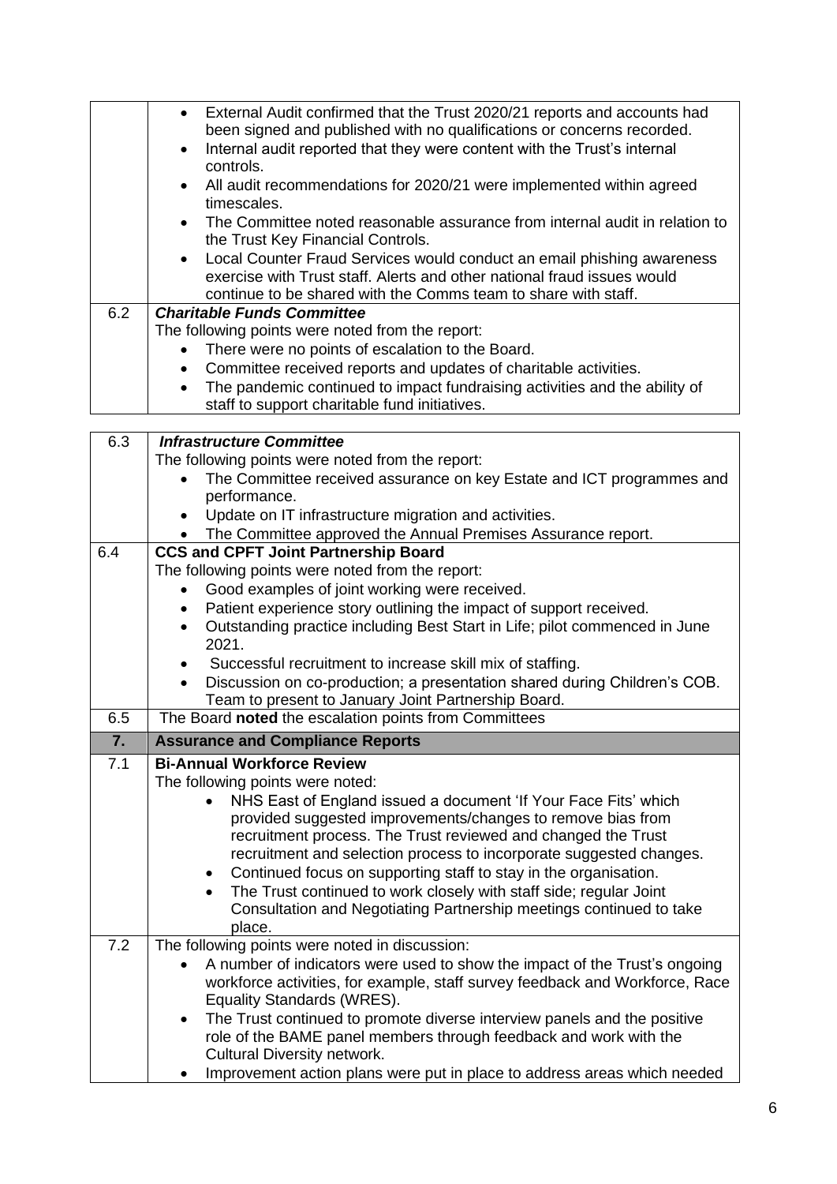| | |
|---|---|
| | • External Audit confirmed that the Trust 2020/21 reports and accounts had been signed and published with no qualifications or concerns recorded.<br>• Internal audit reported that they were content with the Trust's internal controls.<br>• All audit recommendations for 2020/21 were implemented within agreed timescales.<br>• The Committee noted reasonable assurance from internal audit in relation to the Trust Key Financial Controls.<br>• Local Counter Fraud Services would conduct an email phishing awareness exercise with Trust staff. Alerts and other national fraud issues would continue to be shared with the Comms team to share with staff. |
| 6.2 | ***Charitable Funds Committee***<br>The following points were noted from the report:<br>• There were no points of escalation to the Board.<br>• Committee received reports and updates of charitable activities.<br>• The pandemic continued to impact fundraising activities and the ability of staff to support charitable fund initiatives. |

| | |
|---|---|
| 6.3 | ***Infrastructure Committee***<br>The following points were noted from the report:<br>• The Committee received assurance on key Estate and ICT programmes and performance.<br>• Update on IT infrastructure migration and activities.<br>• The Committee approved the Annual Premises Assurance report. |
| 6.4 | **CCS and CPFT Joint Partnership Board**<br>The following points were noted from the report:<br>• Good examples of joint working were received.<br>• Patient experience story outlining the impact of support received.<br>• Outstanding practice including Best Start in Life; pilot commenced in June 2021.<br>• Successful recruitment to increase skill mix of staffing.<br>• Discussion on co-production; a presentation shared during Children's COB. Team to present to January Joint Partnership Board. |
| 6.5 | The Board **noted** the escalation points from Committees |
| **7.** | **Assurance and Compliance Reports** |
| 7.1 | **Bi-Annual Workforce Review**<br>The following points were noted:<br>• NHS East of England issued a document 'If Your Face Fits' which provided suggested improvements/changes to remove bias from recruitment process. The Trust reviewed and changed the Trust recruitment and selection process to incorporate suggested changes.<br>• Continued focus on supporting staff to stay in the organisation.<br>• The Trust continued to work closely with staff side; regular Joint Consultation and Negotiating Partnership meetings continued to take place. |
| 7.2 | The following points were noted in discussion:<br>• A number of indicators were used to show the impact of the Trust's ongoing workforce activities, for example, staff survey feedback and Workforce, Race Equality Standards (WRES).<br>• The Trust continued to promote diverse interview panels and the positive role of the BAME panel members through feedback and work with the Cultural Diversity network.<br>• Improvement action plans were put in place to address areas which needed |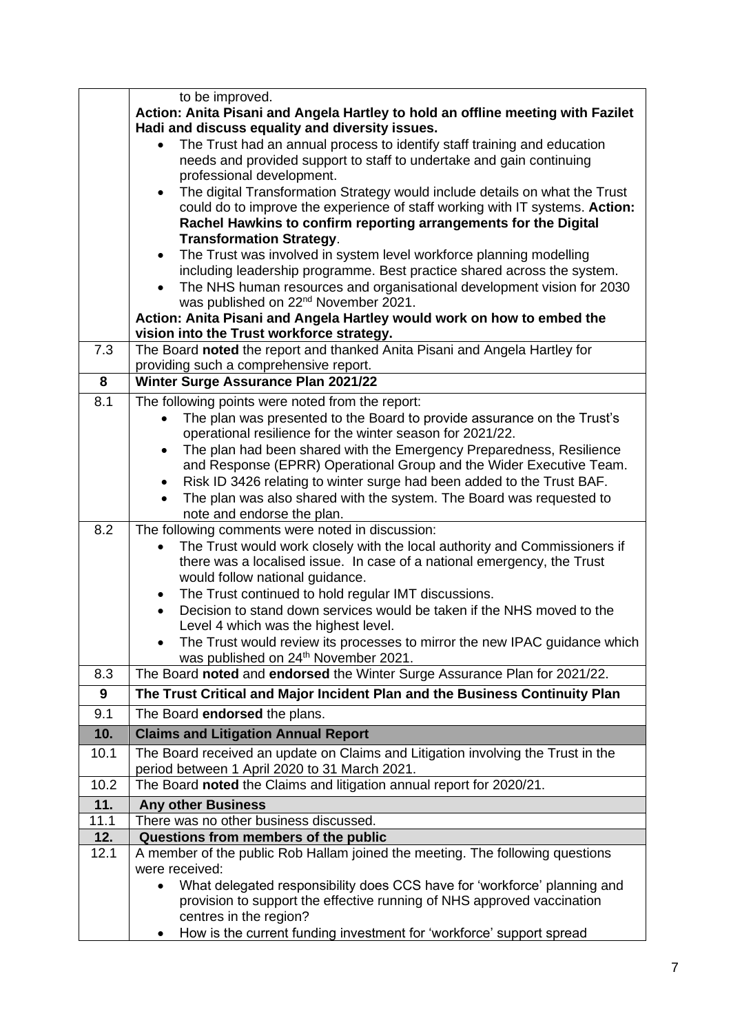| | |
|---|---|
| | to be improved.<br>**Action: Anita Pisani and Angela Hartley to hold an offline meeting with Fazilet Hadi and discuss equality and diversity issues.**<br>• The Trust had an annual process to identify staff training and education needs and provided support to staff to undertake and gain continuing professional development.<br>• The digital Transformation Strategy would include details on what the Trust could do to improve the experience of staff working with IT systems. **Action: Rachel Hawkins to confirm reporting arrangements for the Digital Transformation Strategy**.<br>• The Trust was involved in system level workforce planning modelling including leadership programme. Best practice shared across the system.<br>• The NHS human resources and organisational development vision for 2030 was published on 22nd November 2021.<br>**Action: Anita Pisani and Angela Hartley would work on how to embed the vision into the Trust workforce strategy.** |
| 7.3 | The Board **noted** the report and thanked Anita Pisani and Angela Hartley for providing such a comprehensive report. |
| **8** | **Winter Surge Assurance Plan 2021/22** |
| 8.1 | The following points were noted from the report:<br>• The plan was presented to the Board to provide assurance on the Trust's operational resilience for the winter season for 2021/22.<br>• The plan had been shared with the Emergency Preparedness, Resilience and Response (EPRR) Operational Group and the Wider Executive Team.<br>• Risk ID 3426 relating to winter surge had been added to the Trust BAF.<br>• The plan was also shared with the system. The Board was requested to note and endorse the plan. |
| 8.2 | The following comments were noted in discussion:<br>• The Trust would work closely with the local authority and Commissioners if there was a localised issue. In case of a national emergency, the Trust would follow national guidance.<br>• The Trust continued to hold regular IMT discussions.<br>• Decision to stand down services would be taken if the NHS moved to the Level 4 which was the highest level.<br>• The Trust would review its processes to mirror the new IPAC guidance which was published on 24th November 2021. |
| 8.3 | The Board **noted** and **endorsed** the Winter Surge Assurance Plan for 2021/22. |
| **9** | **The Trust Critical and Major Incident Plan and the Business Continuity Plan** |
| 9.1 | The Board **endorsed** the plans. |
| **10.** | **Claims and Litigation Annual Report** |
| 10.1 | The Board received an update on Claims and Litigation involving the Trust in the period between 1 April 2020 to 31 March 2021. |
| 10.2 | The Board **noted** the Claims and litigation annual report for 2020/21. |
| **11.** | **Any other Business** |
| 11.1 | There was no other business discussed. |
| **12.** | **Questions from members of the public** |
| 12.1 | A member of the public Rob Hallam joined the meeting. The following questions were received:<br>• What delegated responsibility does CCS have for 'workforce' planning and provision to support the effective running of NHS approved vaccination centres in the region?<br>• How is the current funding investment for 'workforce' support spread |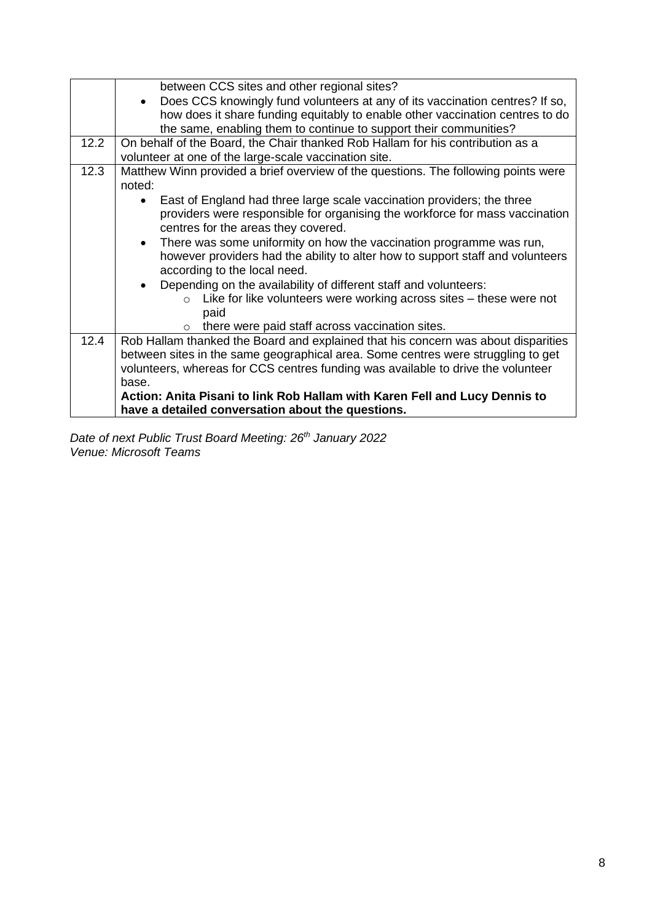| | |
|---|---|
| | between CCS sites and other regional sites?<br>• Does CCS knowingly fund volunteers at any of its vaccination centres? If so, how does it share funding equitably to enable other vaccination centres to do the same, enabling them to continue to support their communities? |
| 12.2 | On behalf of the Board, the Chair thanked Rob Hallam for his contribution as a volunteer at one of the large-scale vaccination site. |
| 12.3 | Matthew Winn provided a brief overview of the questions. The following points were noted:<br>• East of England had three large scale vaccination providers; the three providers were responsible for organising the workforce for mass vaccination centres for the areas they covered.<br>• There was some uniformity on how the vaccination programme was run, however providers had the ability to alter how to support staff and volunteers according to the local need.<br>• Depending on the availability of different staff and volunteers:<br>&nbsp;&nbsp;&nbsp;&nbsp;○ Like for like volunteers were working across sites – these were not paid<br>&nbsp;&nbsp;&nbsp;&nbsp;○ there were paid staff across vaccination sites. |
| 12.4 | Rob Hallam thanked the Board and explained that his concern was about disparities between sites in the same geographical area. Some centres were struggling to get volunteers, whereas for CCS centres funding was available to drive the volunteer base.<br>**Action: Anita Pisani to link Rob Hallam with Karen Fell and Lucy Dennis to have a detailed conversation about the questions.** |

*Date of next Public Trust Board Meeting: 26th January 2022*
*Venue: Microsoft Teams*